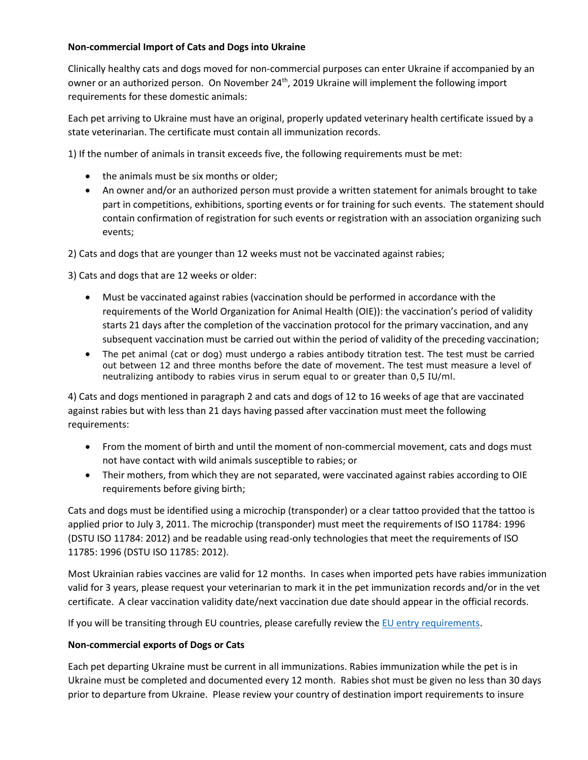**Non-commercial Import of Cats and Dogs into Ukraine**

Clinically healthy cats and dogs moved for non-commercial purposes can enter Ukraine if accompanied by an owner or an authorized person. On November 24th, 2019 Ukraine will implement the following import requirements for these domestic animals:

Each pet arriving to Ukraine must have an original, properly updated veterinary health certificate issued by a state veterinarian. The certificate must contain all immunization records.

1) If the number of animals in transit exceeds five, the following requirements must be met:

- the animals must be six months or older;
- An owner and/or an authorized person must provide a written statement for animals brought to take part in competitions, exhibitions, sporting events or for training for such events. The statement should contain confirmation of registration for such events or registration with an association organizing such events;

2) Cats and dogs that are younger than 12 weeks must not be vaccinated against rabies;

3) Cats and dogs that are 12 weeks or older:

- Must be vaccinated against rabies (vaccination should be performed in accordance with the requirements of the World Organization for Animal Health (OIE)): the vaccination's period of validity starts 21 days after the completion of the vaccination protocol for the primary vaccination, and any subsequent vaccination must be carried out within the period of validity of the preceding vaccination;
- The pet animal (cat or dog) must undergo a rabies antibody titration test. The test must be carried out between 12 and three months before the date of movement. The test must measure a level of neutralizing antibody to rabies virus in serum equal to or greater than 0,5 IU/ml.

4) Cats and dogs mentioned in paragraph 2 and cats and dogs of 12 to 16 weeks of age that are vaccinated against rabies but with less than 21 days having passed after vaccination must meet the following requirements:

- From the moment of birth and until the moment of non-commercial movement, cats and dogs must not have contact with wild animals susceptible to rabies; or
- Their mothers, from which they are not separated, were vaccinated against rabies according to OIE requirements before giving birth;

Cats and dogs must be identified using a microchip (transponder) or a clear tattoo provided that the tattoo is applied prior to July 3, 2011. The microchip (transponder) must meet the requirements of ISO 11784: 1996 (DSTU ISO 11784: 2012) and be readable using read-only technologies that meet the requirements of ISO 11785: 1996 (DSTU ISO 11785: 2012).

Most Ukrainian rabies vaccines are valid for 12 months. In cases when imported pets have rabies immunization valid for 3 years, please request your veterinarian to mark it in the pet immunization records and/or in the vet certificate. A clear vaccination validity date/next vaccination due date should appear in the official records.

If you will be transiting through EU countries, please carefully review the [EU entry requirements](#).

**Non-commercial exports of Dogs or Cats**

Each pet departing Ukraine must be current in all immunizations. Rabies immunization while the pet is in Ukraine must be completed and documented every 12 month. Rabies shot must be given no less than 30 days prior to departure from Ukraine. Please review your country of destination import requirements to insure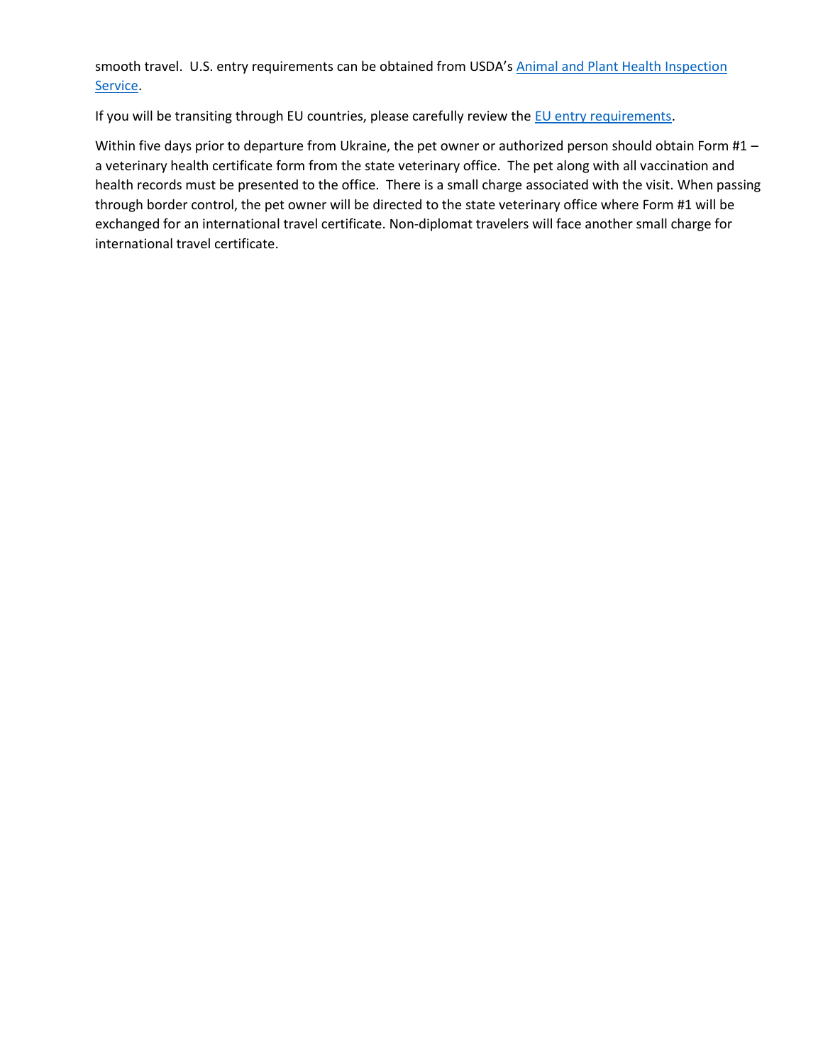smooth travel. U.S. entry requirements can be obtained from USDA's Animal and Plant Health Inspection Service.

If you will be transiting through EU countries, please carefully review the EU entry requirements.

Within five days prior to departure from Ukraine, the pet owner or authorized person should obtain Form #1 – a veterinary health certificate form from the state veterinary office. The pet along with all vaccination and health records must be presented to the office. There is a small charge associated with the visit. When passing through border control, the pet owner will be directed to the state veterinary office where Form #1 will be exchanged for an international travel certificate. Non-diplomat travelers will face another small charge for international travel certificate.